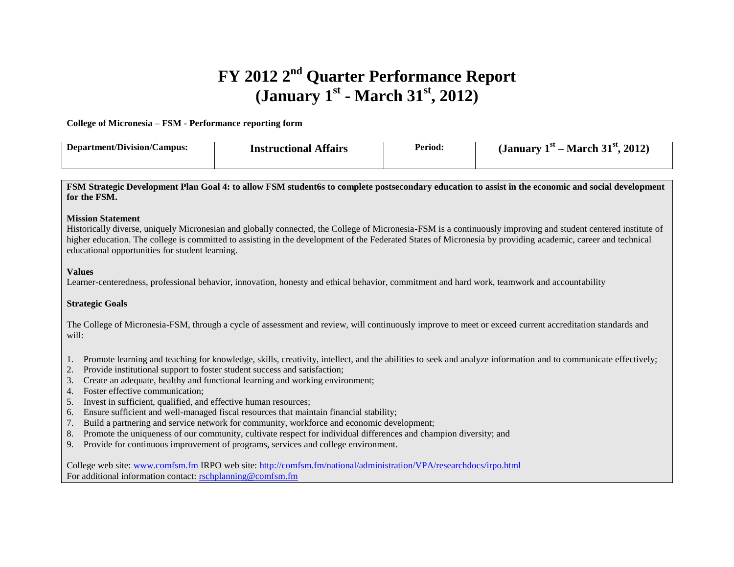# FY 2012 2nd Quarter Performance Report
# (January 1st - March 31st, 2012)

**College of Micronesia – FSM - Performance reporting form**

| Department/Division/Campus: | Instructional Affairs | Period: | (January 1st – March 31st, 2012) |
|---|---|---|---|

**FSM Strategic Development Plan Goal 4: to allow FSM student6s to complete postsecondary education to assist in the economic and social development for the FSM.**

**Mission Statement**

Historically diverse, uniquely Micronesian and globally connected, the College of Micronesia-FSM is a continuously improving and student centered institute of higher education. The college is committed to assisting in the development of the Federated States of Micronesia by providing academic, career and technical educational opportunities for student learning.

**Values**

Learner-centeredness, professional behavior, innovation, honesty and ethical behavior, commitment and hard work, teamwork and accountability

**Strategic Goals**

The College of Micronesia-FSM, through a cycle of assessment and review, will continuously improve to meet or exceed current accreditation standards and will:

1. Promote learning and teaching for knowledge, skills, creativity, intellect, and the abilities to seek and analyze information and to communicate effectively;
2. Provide institutional support to foster student success and satisfaction;
3. Create an adequate, healthy and functional learning and working environment;
4. Foster effective communication;
5. Invest in sufficient, qualified, and effective human resources;
6. Ensure sufficient and well-managed fiscal resources that maintain financial stability;
7. Build a partnering and service network for community, workforce and economic development;
8. Promote the uniqueness of our community, cultivate respect for individual differences and champion diversity; and
9. Provide for continuous improvement of programs, services and college environment.

College web site: www.comfsm.fm IRPO web site: http://comfsm.fm/national/administration/VPA/researchdocs/irpo.html
For additional information contact: rschplanning@comfsm.fm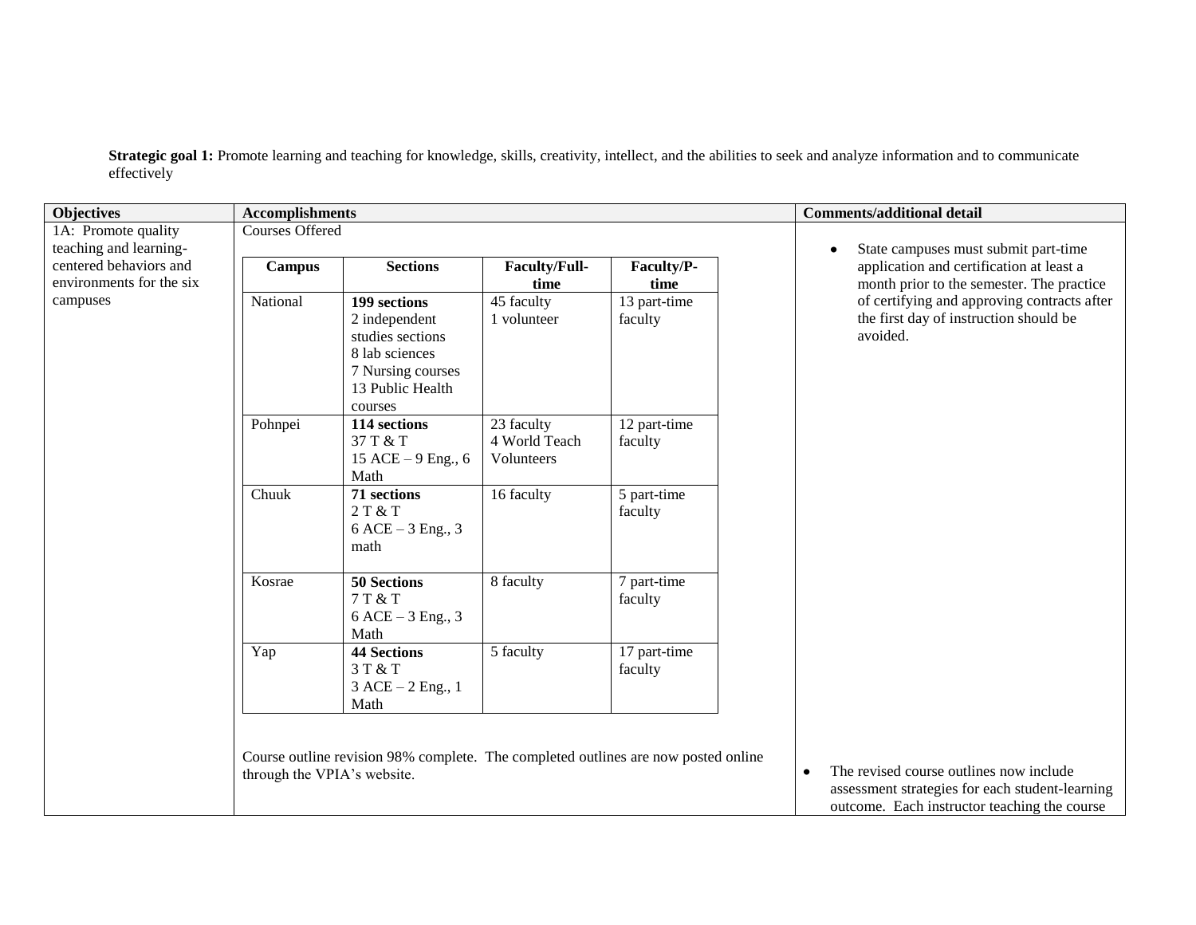**Strategic goal 1:** Promote learning and teaching for knowledge, skills, creativity, intellect, and the abilities to seek and analyze information and to communicate effectively

| Objectives | Accomplishments | Comments/additional detail |
|---|---|---|
| 1A: Promote quality teaching and learning-centered behaviors and environments for the six campuses | Courses Offered | • State campuses must submit part-time application and certification at least a month prior to the semester. The practice of certifying and approving contracts after the first day of instruction should be avoided. |

| Campus | Sections | Faculty/Full-time | Faculty/P-time |
|---|---|---|---|
| National | **199 sections**<br>2 independent studies sections<br>8 lab sciences<br>7 Nursing courses<br>13 Public Health courses | 45 faculty<br>1 volunteer | 13 part-time faculty |
| Pohnpei | **114 sections**<br>37 T & T<br>15 ACE – 9 Eng., 6 Math | 23 faculty<br>4 World Teach Volunteers | 12 part-time faculty |
| Chuuk | **71 sections**<br>2 T & T<br>6 ACE – 3 Eng., 3 math | 16 faculty | 5 part-time faculty |
| Kosrae | **50 Sections**<br>7 T & T<br>6 ACE – 3 Eng., 3 Math | 8 faculty | 7 part-time faculty |
| Yap | **44 Sections**<br>3 T & T<br>3 ACE – 2 Eng., 1 Math | 5 faculty | 17 part-time faculty |

| Objectives | Accomplishments | Comments/additional detail |
|---|---|---|
| | Course outline revision 98% complete. The completed outlines are now posted online through the VPIA's website. | • The revised course outlines now include assessment strategies for each student-learning outcome. Each instructor teaching the course |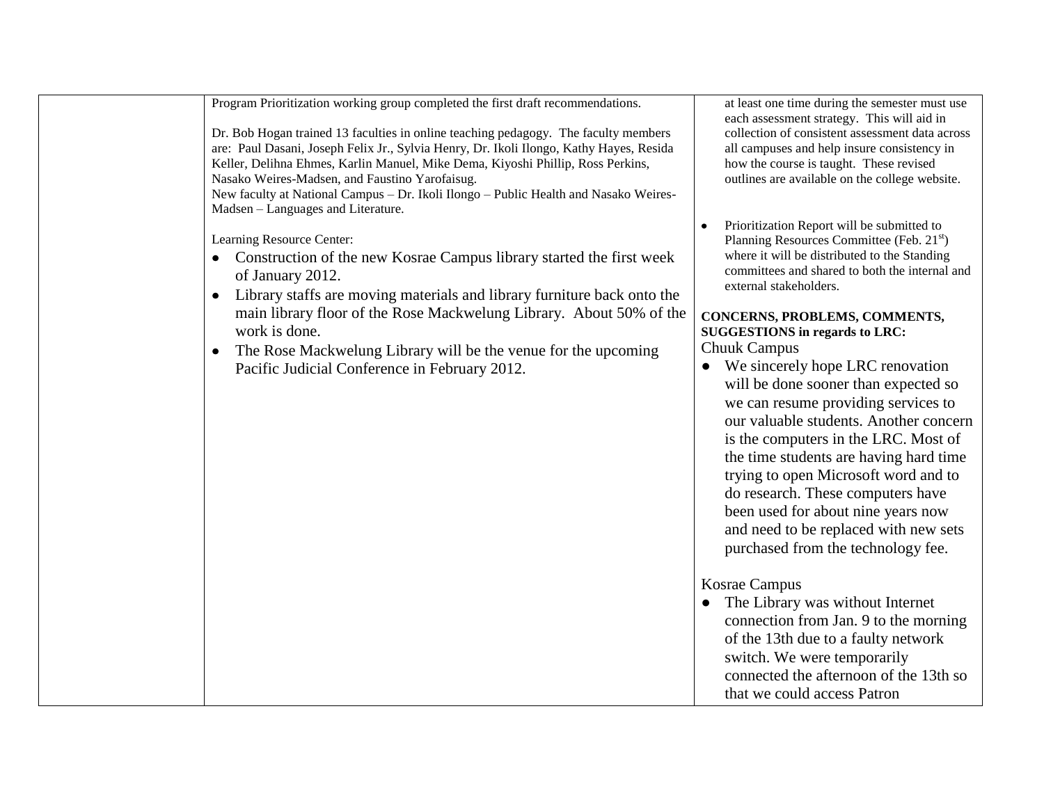| | | |
|---|---|---|
| | Program Prioritization working group completed the first draft recommendations.<br><br>Dr. Bob Hogan trained 13 faculties in online teaching pedagogy. The faculty members are: Paul Dasani, Joseph Felix Jr., Sylvia Henry, Dr. Ikoli Ilongo, Kathy Hayes, Resida Keller, Delihna Ehmes, Karlin Manuel, Mike Dema, Kiyoshi Phillip, Ross Perkins, Nasako Weires-Madsen, and Faustino Yarofaisug.<br>New faculty at National Campus – Dr. Ikoli Ilongo – Public Health and Nasako Weires-Madsen – Languages and Literature.<br><br>Learning Resource Center:<br>• Construction of the new Kosrae Campus library started the first week of January 2012.<br>• Library staffs are moving materials and library furniture back onto the main library floor of the Rose Mackwelung Library. About 50% of the work is done.<br>• The Rose Mackwelung Library will be the venue for the upcoming Pacific Judicial Conference in February 2012. | at least one time during the semester must use each assessment strategy. This will aid in collection of consistent assessment data across all campuses and help insure consistency in how the course is taught. These revised outlines are available on the college website.<br><br>• Prioritization Report will be submitted to Planning Resources Committee (Feb. 21st) where it will be distributed to the Standing committees and shared to both the internal and external stakeholders.<br><br>**CONCERNS, PROBLEMS, COMMENTS, SUGGESTIONS in regards to LRC:**<br>Chuuk Campus<br>• We sincerely hope LRC renovation will be done sooner than expected so we can resume providing services to our valuable students. Another concern is the computers in the LRC. Most of the time students are having hard time trying to open Microsoft word and to do research. These computers have been used for about nine years now and need to be replaced with new sets purchased from the technology fee.<br><br>Kosrae Campus<br>• The Library was without Internet connection from Jan. 9 to the morning of the 13th due to a faulty network switch. We were temporarily connected the afternoon of the 13th so that we could access Patron |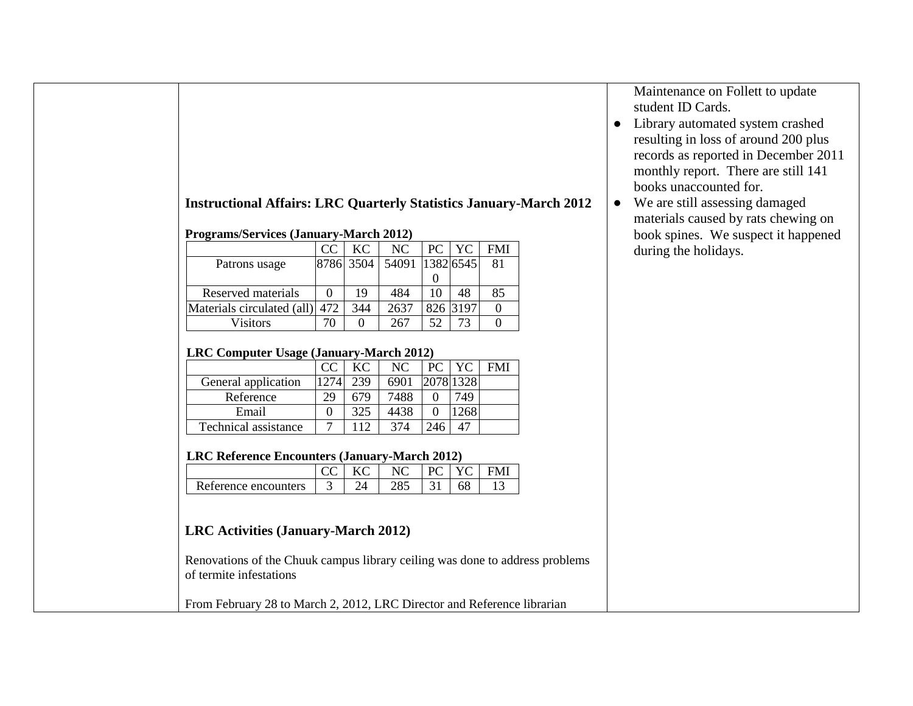## Instructional Affairs: LRC Quarterly Statistics January-March 2012

**Programs/Services (January-March 2012)**

| | CC | KC | NC | PC | YC | FMI |
|---|---|---|---|---|---|---|
| Patrons usage | 8786 | 3504 | 54091 | 13820 | 6545 | 81 |
| Reserved materials | 0 | 19 | 484 | 10 | 48 | 85 |
| Materials circulated (all) | 472 | 344 | 2637 | 826 | 3197 | 0 |
| Visitors | 70 | 0 | 267 | 52 | 73 | 0 |

**LRC Computer Usage (January-March 2012)**

| | CC | KC | NC | PC | YC | FMI |
|---|---|---|---|---|---|---|
| General application | 1274 | 239 | 6901 | 2078 | 1328 | |
| Reference | 29 | 679 | 7488 | 0 | 749 | |
| Email | 0 | 325 | 4438 | 0 | 1268 | |
| Technical assistance | 7 | 112 | 374 | 246 | 47 | |

**LRC Reference Encounters (January-March 2012)**

| | CC | KC | NC | PC | YC | FMI |
|---|---|---|---|---|---|---|
| Reference encounters | 3 | 24 | 285 | 31 | 68 | 13 |

### LRC Activities (January-March 2012)

Renovations of the Chuuk campus library ceiling was done to address problems of termite infestations

From February 28 to March 2, 2012, LRC Director and Reference librarian

Maintenance on Follett to update student ID Cards.

- Library automated system crashed resulting in loss of around 200 plus records as reported in December 2011 monthly report. There are still 141 books unaccounted for.
- We are still assessing damaged materials caused by rats chewing on book spines. We suspect it happened during the holidays.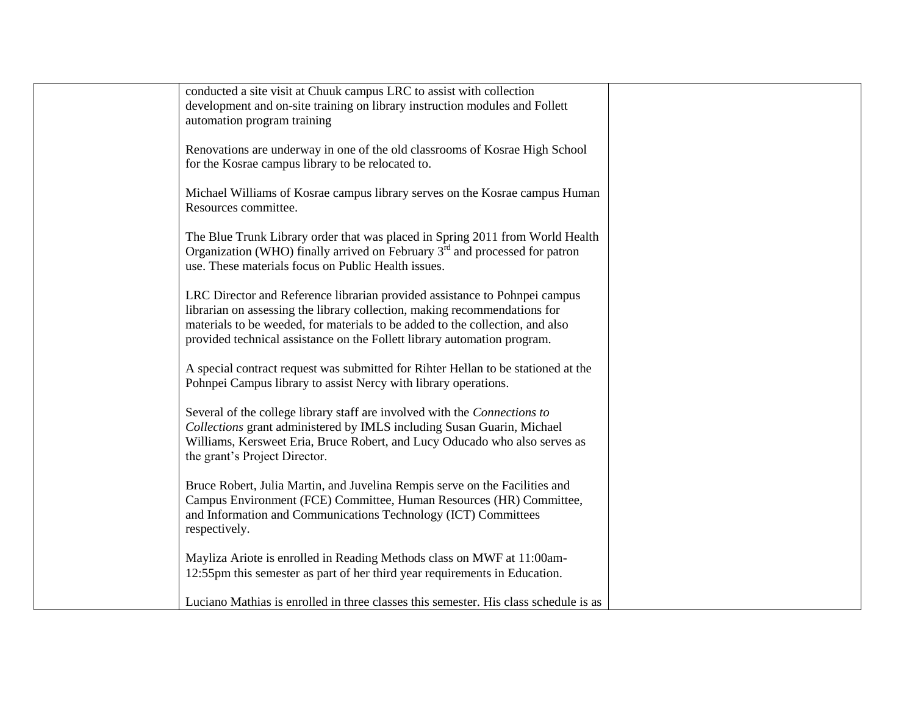| | | |
|---|---|---|
| | conducted a site visit at Chuuk campus LRC to assist with collection development and on-site training on library instruction modules and Follett automation program training<br><br>Renovations are underway in one of the old classrooms of Kosrae High School for the Kosrae campus library to be relocated to.<br><br>Michael Williams of Kosrae campus library serves on the Kosrae campus Human Resources committee.<br><br>The Blue Trunk Library order that was placed in Spring 2011 from World Health Organization (WHO) finally arrived on February 3rd and processed for patron use. These materials focus on Public Health issues.<br><br>LRC Director and Reference librarian provided assistance to Pohnpei campus librarian on assessing the library collection, making recommendations for materials to be weeded, for materials to be added to the collection, and also provided technical assistance on the Follett library automation program.<br><br>A special contract request was submitted for Rihter Hellan to be stationed at the Pohnpei Campus library to assist Nercy with library operations.<br><br>Several of the college library staff are involved with the *Connections to Collections* grant administered by IMLS including Susan Guarin, Michael Williams, Kersweet Eria, Bruce Robert, and Lucy Oducado who also serves as the grant's Project Director.<br><br>Bruce Robert, Julia Martin, and Juvelina Rempis serve on the Facilities and Campus Environment (FCE) Committee, Human Resources (HR) Committee, and Information and Communications Technology (ICT) Committees respectively.<br><br>Mayliza Ariote is enrolled in Reading Methods class on MWF at 11:00am-12:55pm this semester as part of her third year requirements in Education.<br><br>Luciano Mathias is enrolled in three classes this semester. His class schedule is as | |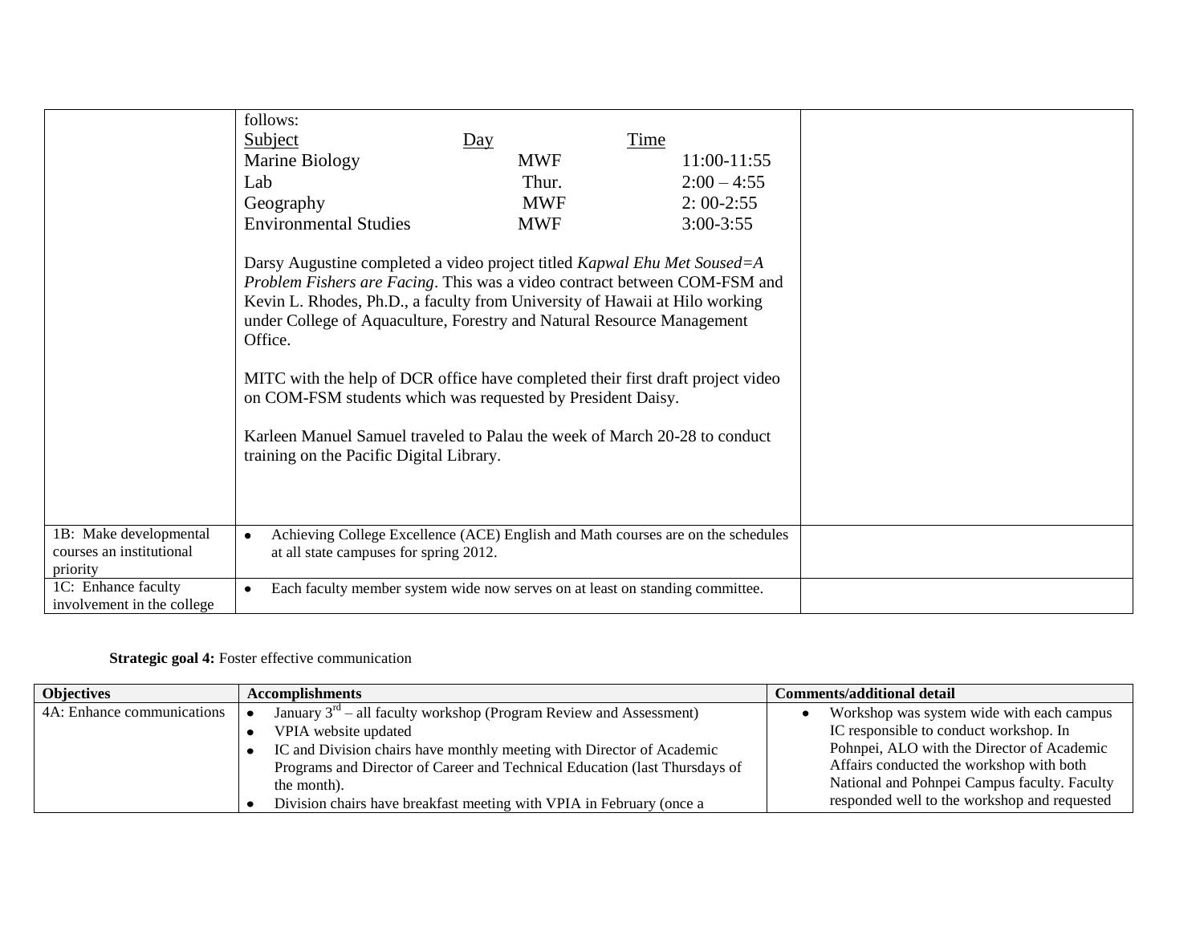| | | |
|---|---|---|
| | follows:<br>Subject / Day / Time<br>Marine Biology — MWF — 11:00-11:55<br>Lab — Thur. — 2:00 – 4:55<br>Geography — MWF — 2: 00-2:55<br>Environmental Studies — MWF — 3:00-3:55<br><br>Darsy Augustine completed a video project titled *Kapwal Ehu Met Soused=A Problem Fishers are Facing*. This was a video contract between COM-FSM and Kevin L. Rhodes, Ph.D., a faculty from University of Hawaii at Hilo working under College of Aquaculture, Forestry and Natural Resource Management Office.<br><br>MITC with the help of DCR office have completed their first draft project video on COM-FSM students which was requested by President Daisy.<br><br>Karleen Manuel Samuel traveled to Palau the week of March 20-28 to conduct training on the Pacific Digital Library. | |
| 1B: Make developmental courses an institutional priority | • Achieving College Excellence (ACE) English and Math courses are on the schedules at all state campuses for spring 2012. | |
| 1C: Enhance faculty involvement in the college | • Each faculty member system wide now serves on at least on standing committee. | |

**Strategic goal 4:** Foster effective communication

| Objectives | Accomplishments | Comments/additional detail |
|---|---|---|
| 4A: Enhance communications | • January 3rd – all faculty workshop (Program Review and Assessment)<br>• VPIA website updated<br>• IC and Division chairs have monthly meeting with Director of Academic Programs and Director of Career and Technical Education (last Thursdays of the month).<br>• Division chairs have breakfast meeting with VPIA in February (once a | • Workshop was system wide with each campus IC responsible to conduct workshop. In Pohnpei, ALO with the Director of Academic Affairs conducted the workshop with both National and Pohnpei Campus faculty. Faculty responded well to the workshop and requested |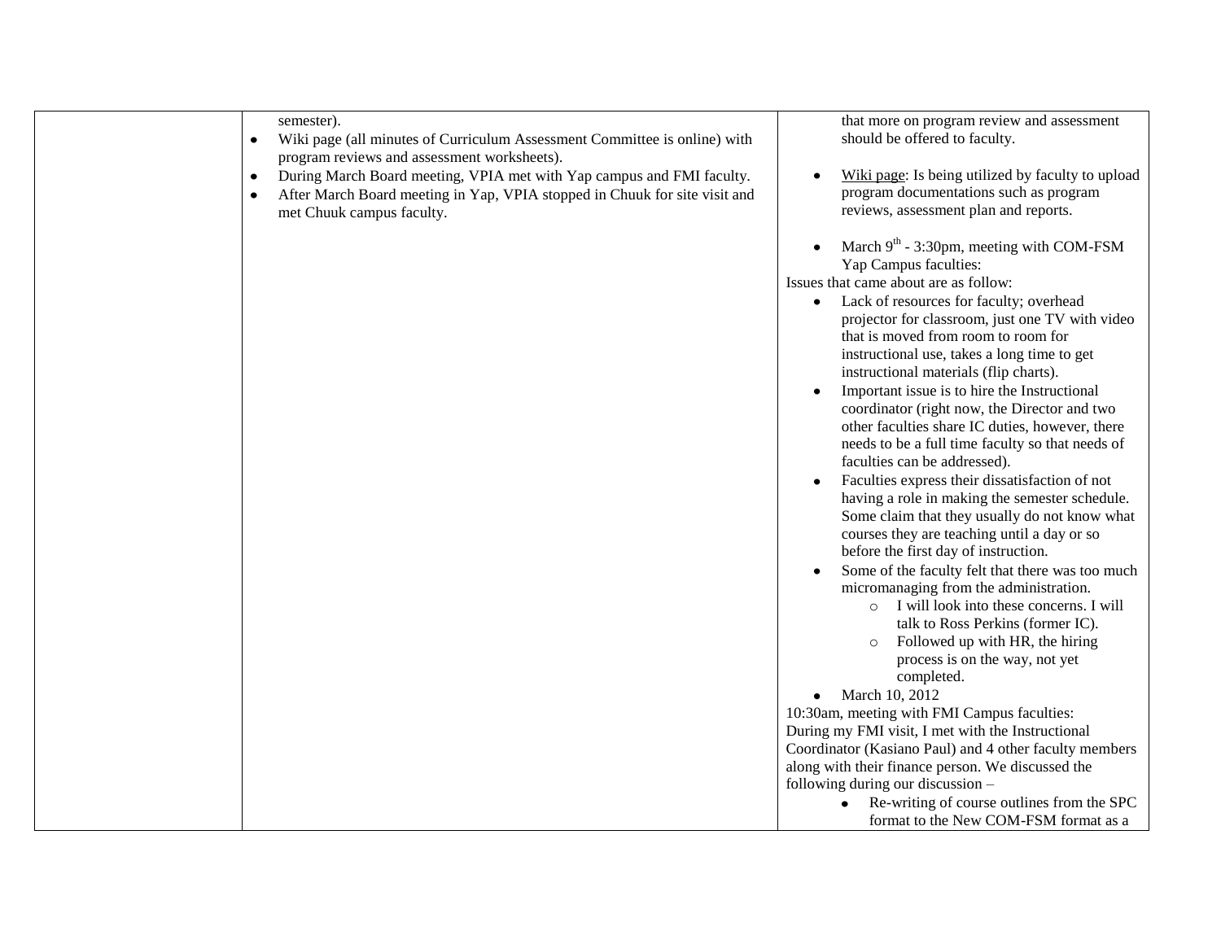| | | |
|---|---|---|
| | semester).<br>• Wiki page (all minutes of Curriculum Assessment Committee is online) with program reviews and assessment worksheets).<br>• During March Board meeting, VPIA met with Yap campus and FMI faculty.<br>• After March Board meeting in Yap, VPIA stopped in Chuuk for site visit and met Chuuk campus faculty. | that more on program review and assessment should be offered to faculty.<br><br>• Wiki page: Is being utilized by faculty to upload program documentations such as program reviews, assessment plan and reports.<br><br>• March 9th - 3:30pm, meeting with COM-FSM Yap Campus faculties:<br>Issues that came about are as follow:<br>• Lack of resources for faculty; overhead projector for classroom, just one TV with video that is moved from room to room for instructional use, takes a long time to get instructional materials (flip charts).<br>• Important issue is to hire the Instructional coordinator (right now, the Director and two other faculties share IC duties, however, there needs to be a full time faculty so that needs of faculties can be addressed).<br>• Faculties express their dissatisfaction of not having a role in making the semester schedule. Some claim that they usually do not know what courses they are teaching until a day or so before the first day of instruction.<br>• Some of the faculty felt that there was too much micromanaging from the administration.<br>&nbsp;&nbsp;&nbsp;&nbsp;○ I will look into these concerns. I will talk to Ross Perkins (former IC).<br>&nbsp;&nbsp;&nbsp;&nbsp;○ Followed up with HR, the hiring process is on the way, not yet completed.<br>• March 10, 2012<br>10:30am, meeting with FMI Campus faculties:<br>During my FMI visit, I met with the Instructional Coordinator (Kasiano Paul) and 4 other faculty members along with their finance person. We discussed the following during our discussion –<br>• Re-writing of course outlines from the SPC format to the New COM-FSM format as a |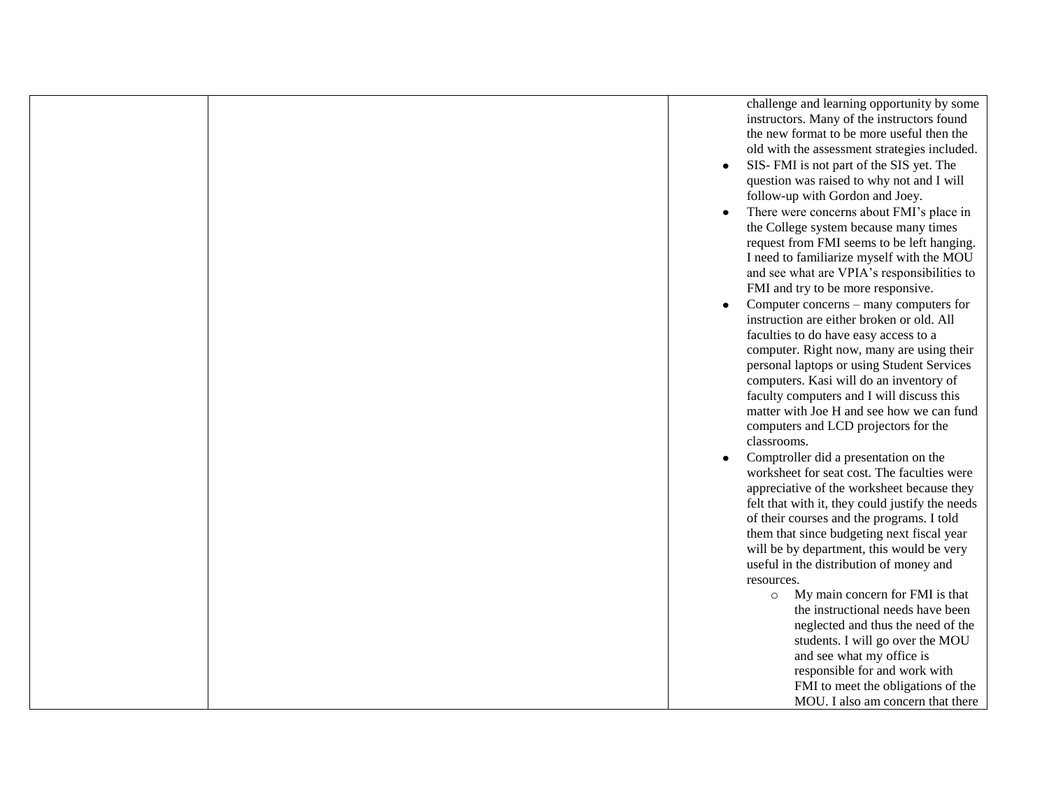| | | |
|---|---|---|
| | | challenge and learning opportunity by some instructors. Many of the instructors found the new format to be more useful then the old with the assessment strategies included.<br>• SIS- FMI is not part of the SIS yet. The question was raised to why not and I will follow-up with Gordon and Joey.<br>• There were concerns about FMI's place in the College system because many times request from FMI seems to be left hanging. I need to familiarize myself with the MOU and see what are VPIA's responsibilities to FMI and try to be more responsive.<br>• Computer concerns – many computers for instruction are either broken or old. All faculties to do have easy access to a computer. Right now, many are using their personal laptops or using Student Services computers. Kasi will do an inventory of faculty computers and I will discuss this matter with Joe H and see how we can fund computers and LCD projectors for the classrooms.<br>• Comptroller did a presentation on the worksheet for seat cost. The faculties were appreciative of the worksheet because they felt that with it, they could justify the needs of their courses and the programs. I told them that since budgeting next fiscal year will be by department, this would be very useful in the distribution of money and resources.<br>&nbsp;&nbsp;&nbsp;&nbsp;○ My main concern for FMI is that the instructional needs have been neglected and thus the need of the students. I will go over the MOU and see what my office is responsible for and work with FMI to meet the obligations of the MOU. I also am concern that there |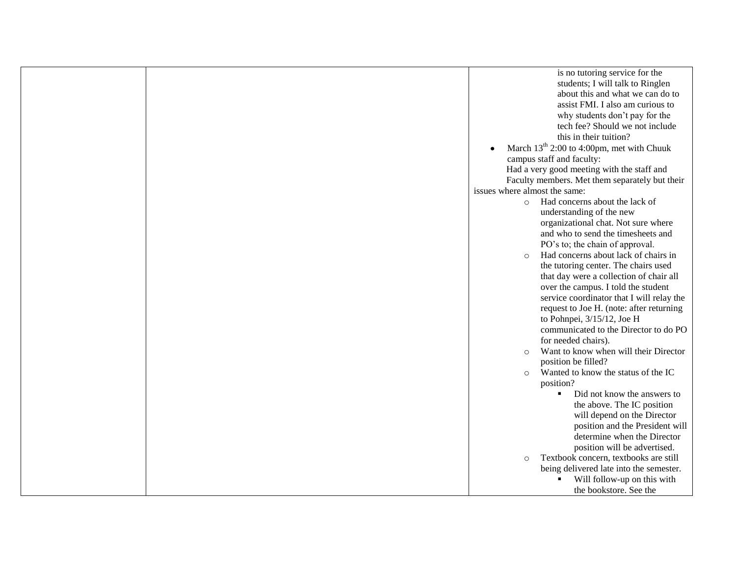| | | is no tutoring service for the students; I will talk to Ringlen about this and what we can do to assist FMI. I also am curious to why students don't pay for the tech fee? Should we not include this in their tuition?<br>• March 13th 2:00 to 4:00pm, met with Chuuk campus staff and faculty:<br>Had a very good meeting with the staff and Faculty members. Met them separately but their issues where almost the same:<br>○ Had concerns about the lack of understanding of the new organizational chat. Not sure where and who to send the timesheets and PO's to; the chain of approval.<br>○ Had concerns about lack of chairs in the tutoring center. The chairs used that day were a collection of chair all over the campus. I told the student service coordinator that I will relay the request to Joe H. (note: after returning to Pohnpei, 3/15/12, Joe H communicated to the Director to do PO for needed chairs).<br>○ Want to know when will their Director position be filled?<br>○ Wanted to know the status of the IC position?<br>▪ Did not know the answers to the above. The IC position will depend on the Director position and the President will determine when the Director position will be advertised.<br>○ Textbook concern, textbooks are still being delivered late into the semester.<br>▪ Will follow-up on this with the bookstore. See the |
|---|---|---|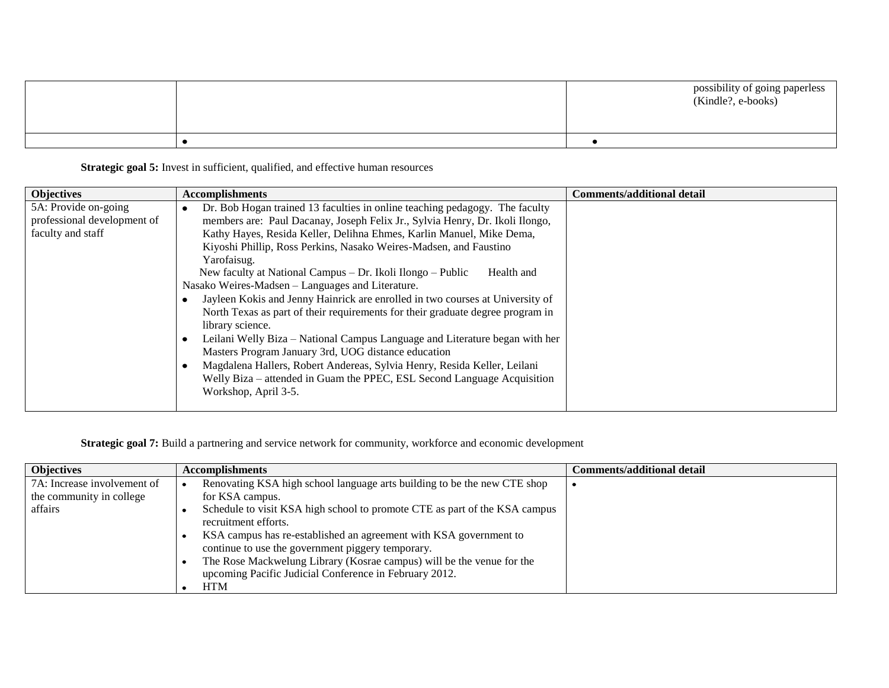| | | possibility of going paperless (Kindle?, e-books) |
|---|---|---|
| | • | • |

**Strategic goal 5:** Invest in sufficient, qualified, and effective human resources

| Objectives | Accomplishments | Comments/additional detail |
|---|---|---|
| 5A: Provide on-going professional development of faculty and staff | • Dr. Bob Hogan trained 13 faculties in online teaching pedagogy. The faculty members are: Paul Dacanay, Joseph Felix Jr., Sylvia Henry, Dr. Ikoli Ilongo, Kathy Hayes, Resida Keller, Delihna Ehmes, Karlin Manuel, Mike Dema, Kiyoshi Phillip, Ross Perkins, Nasako Weires-Madsen, and Faustino Yarofaisug.<br>New faculty at National Campus – Dr. Ikoli Ilongo – Public Health and Nasako Weires-Madsen – Languages and Literature.<br>• Jayleen Kokis and Jenny Hainrick are enrolled in two courses at University of North Texas as part of their requirements for their graduate degree program in library science.<br>• Leilani Welly Biza – National Campus Language and Literature began with her Masters Program January 3rd, UOG distance education<br>• Magdalena Hallers, Robert Andereas, Sylvia Henry, Resida Keller, Leilani Welly Biza – attended in Guam the PPEC, ESL Second Language Acquisition Workshop, April 3-5. | |

**Strategic goal 7:** Build a partnering and service network for community, workforce and economic development

| Objectives | Accomplishments | Comments/additional detail |
|---|---|---|
| 7A: Increase involvement of the community in college affairs | • Renovating KSA high school language arts building to be the new CTE shop for KSA campus.<br>• Schedule to visit KSA high school to promote CTE as part of the KSA campus recruitment efforts.<br>• KSA campus has re-established an agreement with KSA government to continue to use the government piggery temporary.<br>• The Rose Mackwelung Library (Kosrae campus) will be the venue for the upcoming Pacific Judicial Conference in February 2012.<br>• HTM | • |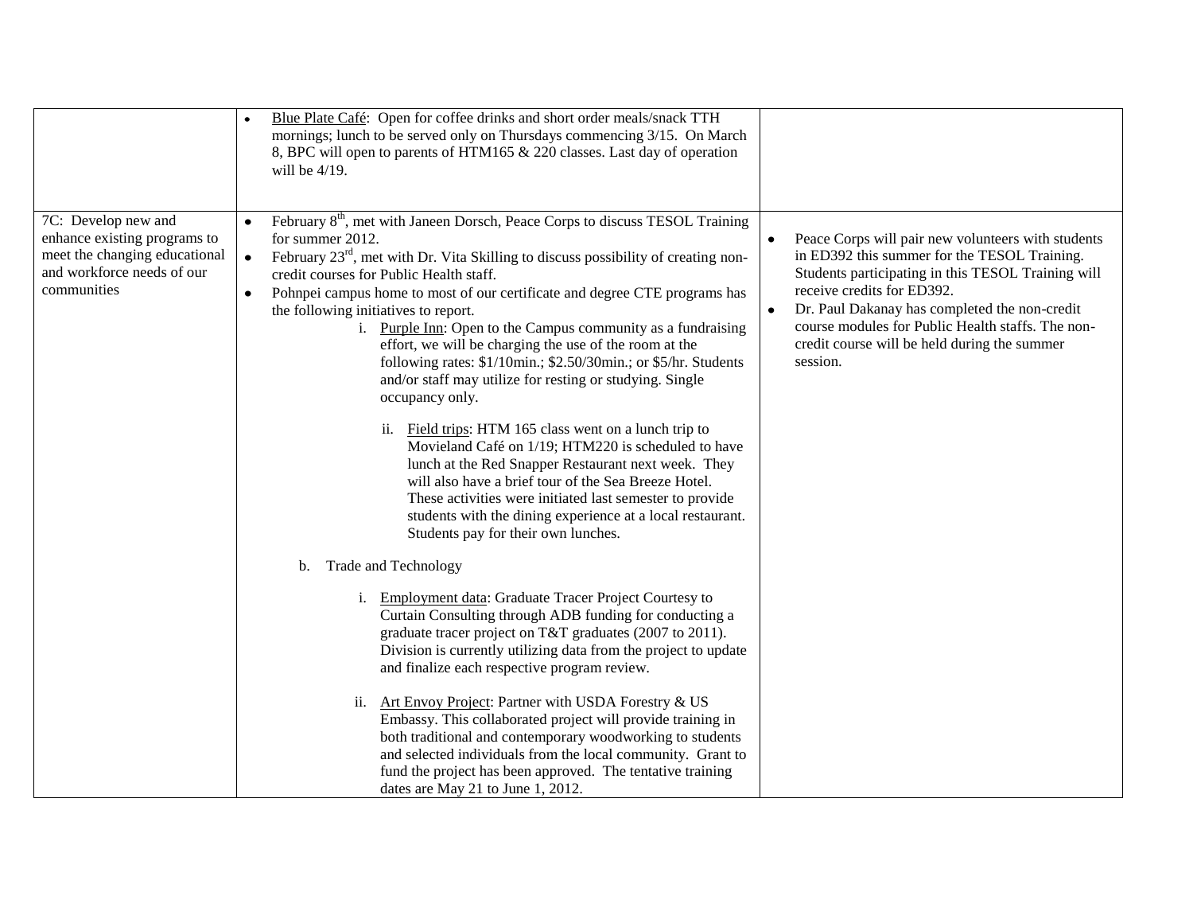| | | |
|---|---|---|
| | • Blue Plate Café: Open for coffee drinks and short order meals/snack TTH mornings; lunch to be served only on Thursdays commencing 3/15. On March 8, BPC will open to parents of HTM165 & 220 classes. Last day of operation will be 4/19. | |
| 7C: Develop new and enhance existing programs to meet the changing educational and workforce needs of our communities | • February 8th, met with Janeen Dorsch, Peace Corps to discuss TESOL Training for summer 2012.<br>• February 23rd, met with Dr. Vita Skilling to discuss possibility of creating non-credit courses for Public Health staff.<br>• Pohnpei campus home to most of our certificate and degree CTE programs has the following initiatives to report.<br>i. Purple Inn: Open to the Campus community as a fundraising effort, we will be charging the use of the room at the following rates: $1/10min.; $2.50/30min.; or $5/hr. Students and/or staff may utilize for resting or studying. Single occupancy only.<br>ii. Field trips: HTM 165 class went on a lunch trip to Movieland Café on 1/19; HTM220 is scheduled to have lunch at the Red Snapper Restaurant next week. They will also have a brief tour of the Sea Breeze Hotel. These activities were initiated last semester to provide students with the dining experience at a local restaurant. Students pay for their own lunches.<br>b. Trade and Technology<br>i. Employment data: Graduate Tracer Project Courtesy to Curtain Consulting through ADB funding for conducting a graduate tracer project on T&T graduates (2007 to 2011). Division is currently utilizing data from the project to update and finalize each respective program review.<br>ii. Art Envoy Project: Partner with USDA Forestry & US Embassy. This collaborated project will provide training in both traditional and contemporary woodworking to students and selected individuals from the local community. Grant to fund the project has been approved. The tentative training dates are May 21 to June 1, 2012. | • Peace Corps will pair new volunteers with students in ED392 this summer for the TESOL Training. Students participating in this TESOL Training will receive credits for ED392.<br>• Dr. Paul Dakanay has completed the non-credit course modules for Public Health staffs. The non-credit course will be held during the summer session. |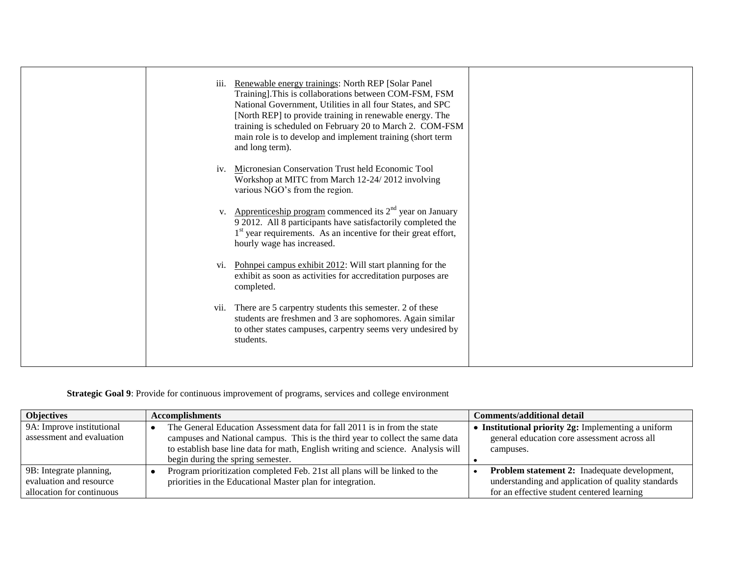| | | |
|---|---|---|
| | iii. Renewable energy trainings: North REP [Solar Panel Training].This is collaborations between COM-FSM, FSM National Government, Utilities in all four States, and SPC [North REP] to provide training in renewable energy. The training is scheduled on February 20 to March 2. COM-FSM main role is to develop and implement training (short term and long term).<br><br>iv. Micronesian Conservation Trust held Economic Tool Workshop at MITC from March 12-24/ 2012 involving various NGO's from the region.<br><br>v. Apprenticeship program commenced its 2nd year on January 9 2012. All 8 participants have satisfactorily completed the 1st year requirements. As an incentive for their great effort, hourly wage has increased.<br><br>vi. Pohnpei campus exhibit 2012: Will start planning for the exhibit as soon as activities for accreditation purposes are completed.<br><br>vii. There are 5 carpentry students this semester. 2 of these students are freshmen and 3 are sophomores. Again similar to other states campuses, carpentry seems very undesired by students. | |

**Strategic Goal 9**: Provide for continuous improvement of programs, services and college environment

| Objectives | Accomplishments | Comments/additional detail |
|---|---|---|
| 9A: Improve institutional assessment and evaluation | • The General Education Assessment data for fall 2011 is in from the state campuses and National campus. This is the third year to collect the same data to establish base line data for math, English writing and science. Analysis will begin during the spring semester. | • **Institutional priority 2g:** Implementing a uniform general education core assessment across all campuses.<br>• |
| 9B: Integrate planning, evaluation and resource allocation for continuous | • Program prioritization completed Feb. 21st all plans will be linked to the priorities in the Educational Master plan for integration. | • **Problem statement 2:** Inadequate development, understanding and application of quality standards for an effective student centered learning |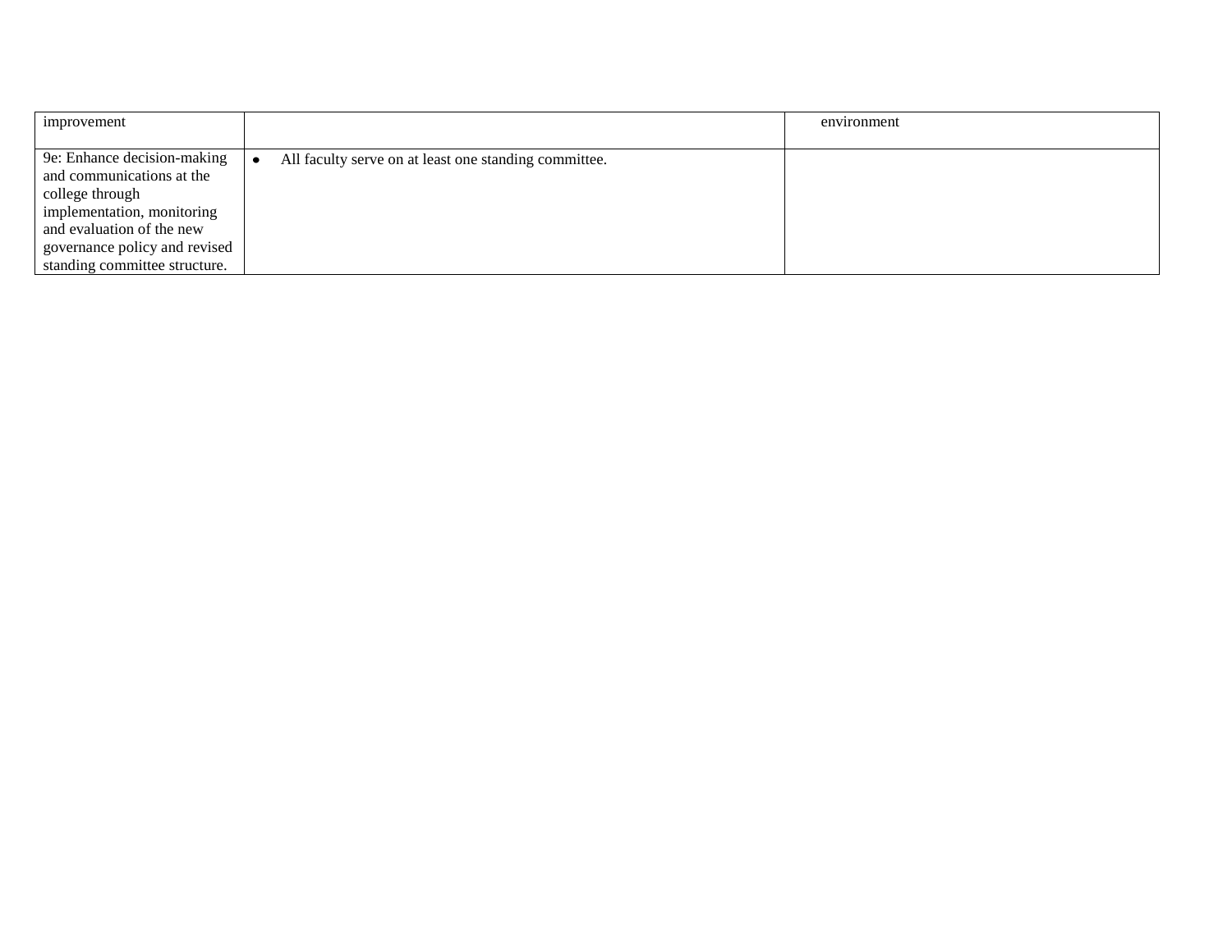| | | |
|---|---|---|
| improvement | | environment |
| 9e: Enhance decision-making and communications at the college through implementation, monitoring and evaluation of the new governance policy and revised standing committee structure. | • All faculty serve on at least one standing committee. | |